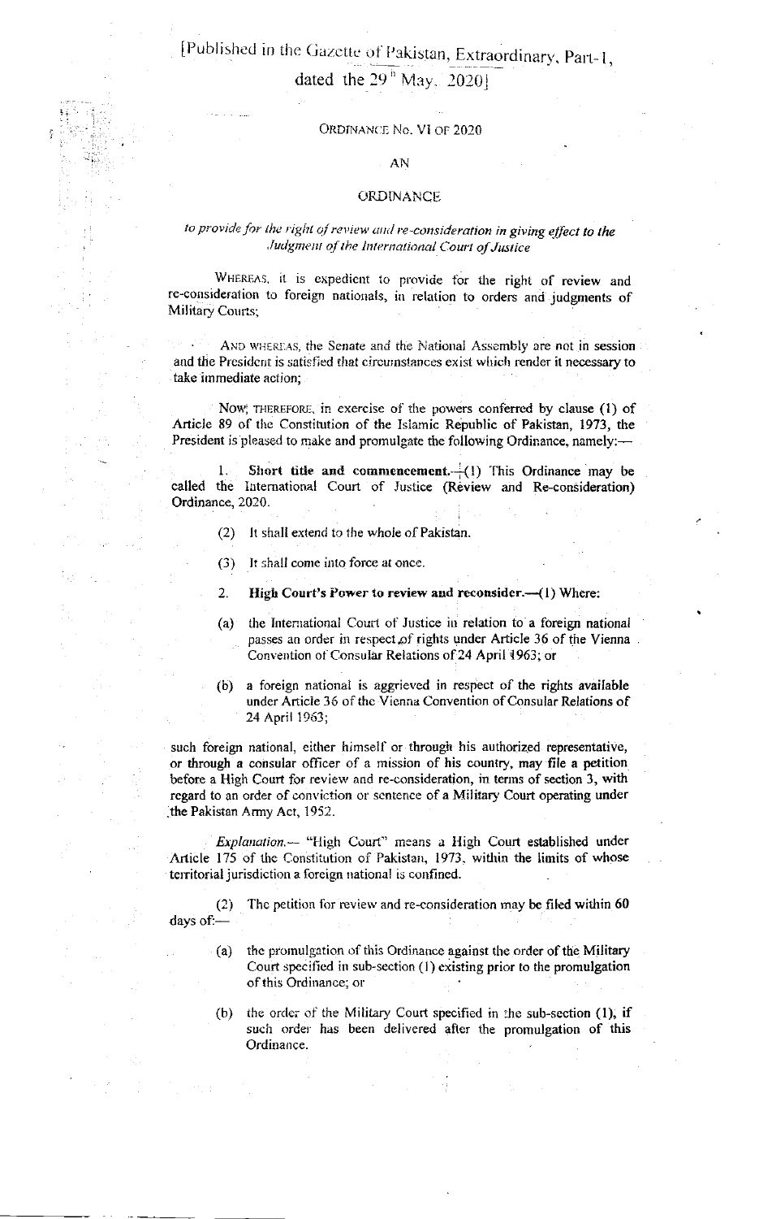[Published in the Gazette of Pakistan, Extraordinary, Part-I,

dated the 29th May, 2020]

ORDINANCE No. VI OF 2020

AN

ORDINANCE

*to provide for the right of review and re-consideration in giving effect to the Judgment of the International Court of Justice*

WHEREAS, it is expedient to provide for the right of review and re-consideration to foreign nationals, in relation to orders and judgments of Military Courts;

AND WHEREAS, the Senate and the National Assembly are not in session and the President is satisfied that circumstances exist which render it necessary to take immediate action;

NOW, THEREFORE, in exercise of the powers conferred by clause (1) of Article 89 of the Constitution of the Islamic Republic of Pakistan, 1973, the President is pleased to make and promulgate the following Ordinance, namely:—

1. **Short title and commencement.**—(1) This Ordinance may be called the International Court of Justice (Review and Re-consideration) Ordinance, 2020.

(2) It shall extend to the whole of Pakistan.

(3) It shall come into force at once.

2. **High Court's Power to review and reconsider.**—(1) Where:

(a) the International Court of Justice in relation to a foreign national passes an order in respect of rights under Article 36 of the Vienna Convention of Consular Relations of 24 April 1963; or

(b) a foreign national is aggrieved in respect of the rights available under Article 36 of the Vienna Convention of Consular Relations of 24 April 1963;

such foreign national, either himself or through his authorized representative, or through a consular officer of a mission of his country, may file a petition before a High Court for review and re-consideration, in terms of section 3, with regard to an order of conviction or sentence of a Military Court operating under the Pakistan Army Act, 1952.

*Explanation.*— "High Court" means a High Court established under Article 175 of the Constitution of Pakistan, 1973, within the limits of whose territorial jurisdiction a foreign national is confined.

(2) The petition for review and re-consideration may be filed within 60 days of:—

(a) the promulgation of this Ordinance against the order of the Military Court specified in sub-section (1) existing prior to the promulgation of this Ordinance; or

(b) the order of the Military Court specified in the sub-section (1), if such order has been delivered after the promulgation of this Ordinance.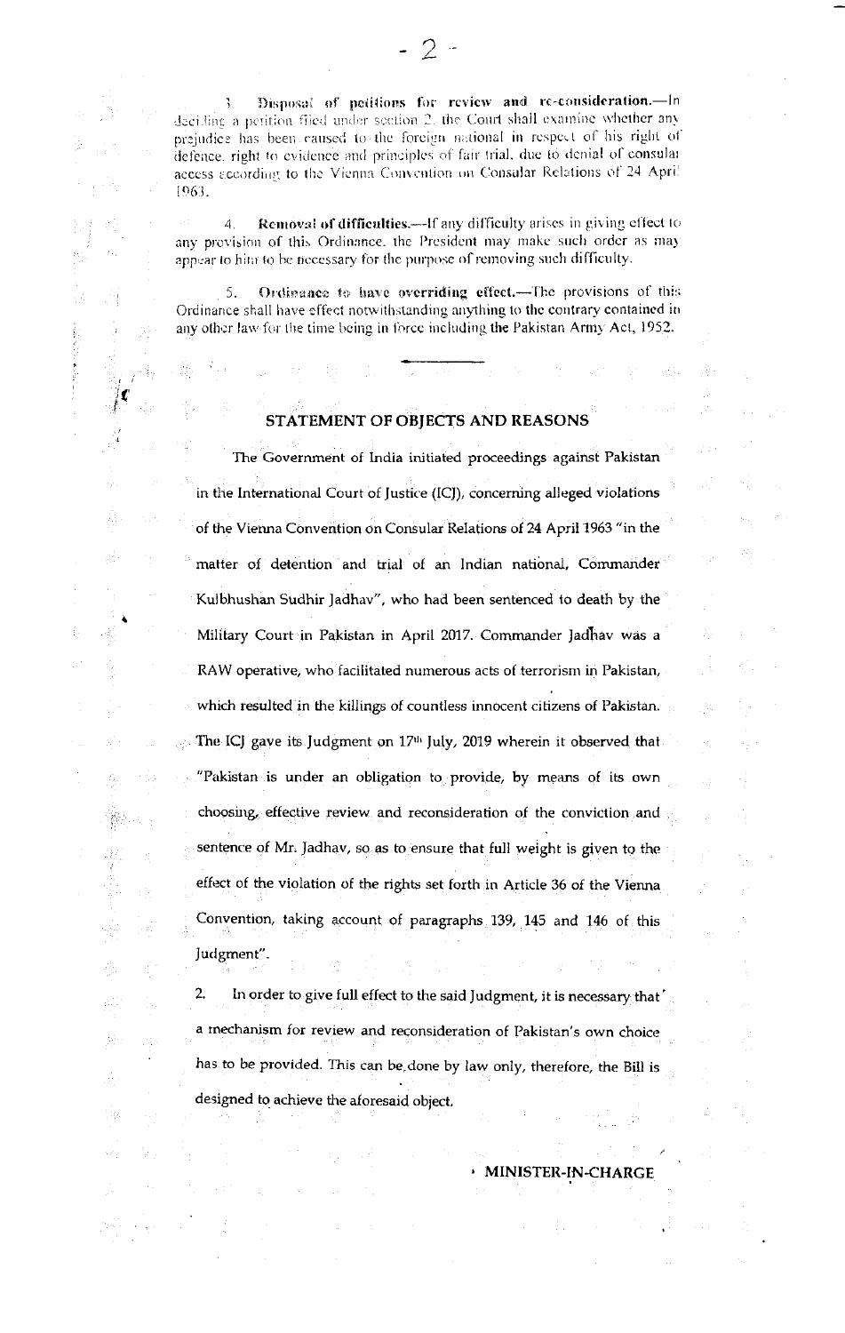3. **Disposal of petitions for review and re-consideration.**—In deciding a petition filed under section 2, the Court shall examine whether any prejudice has been caused to the foreign national in respect of his right of defence, right to evidence and principles of fair trial, due to denial of consular access according to the Vienna Convention on Consular Relations of 24 April 1963.

4. **Removal of difficulties.**—If any difficulty arises in giving effect to any provision of this Ordinance, the President may make such order as may appear to him to be necessary for the purpose of removing such difficulty.

5. **Ordinance to have overriding effect.**—The provisions of this Ordinance shall have effect notwithstanding anything to the contrary contained in any other law for the time being in force including the Pakistan Army Act, 1952.

---

## STATEMENT OF OBJECTS AND REASONS

The Government of India initiated proceedings against Pakistan in the International Court of Justice (ICJ), concerning alleged violations of the Vienna Convention on Consular Relations of 24 April 1963 "in the matter of detention and trial of an Indian national, Commander Kulbhushan Sudhir Jadhav", who had been sentenced to death by the Military Court in Pakistan in April 2017. Commander Jadhav was a RAW operative, who facilitated numerous acts of terrorism in Pakistan, which resulted in the killings of countless innocent citizens of Pakistan. The ICJ gave its Judgment on 17th July, 2019 wherein it observed that "Pakistan is under an obligation to provide, by means of its own choosing, effective review and reconsideration of the conviction and sentence of Mr. Jadhav, so as to ensure that full weight is given to the effect of the violation of the rights set forth in Article 36 of the Vienna Convention, taking account of paragraphs 139, 145 and 146 of this Judgment".

2. In order to give full effect to the said Judgment, it is necessary that a mechanism for review and reconsideration of Pakistan's own choice has to be provided. This can be done by law only, therefore, the Bill is designed to achieve the aforesaid object.

**MINISTER-IN-CHARGE**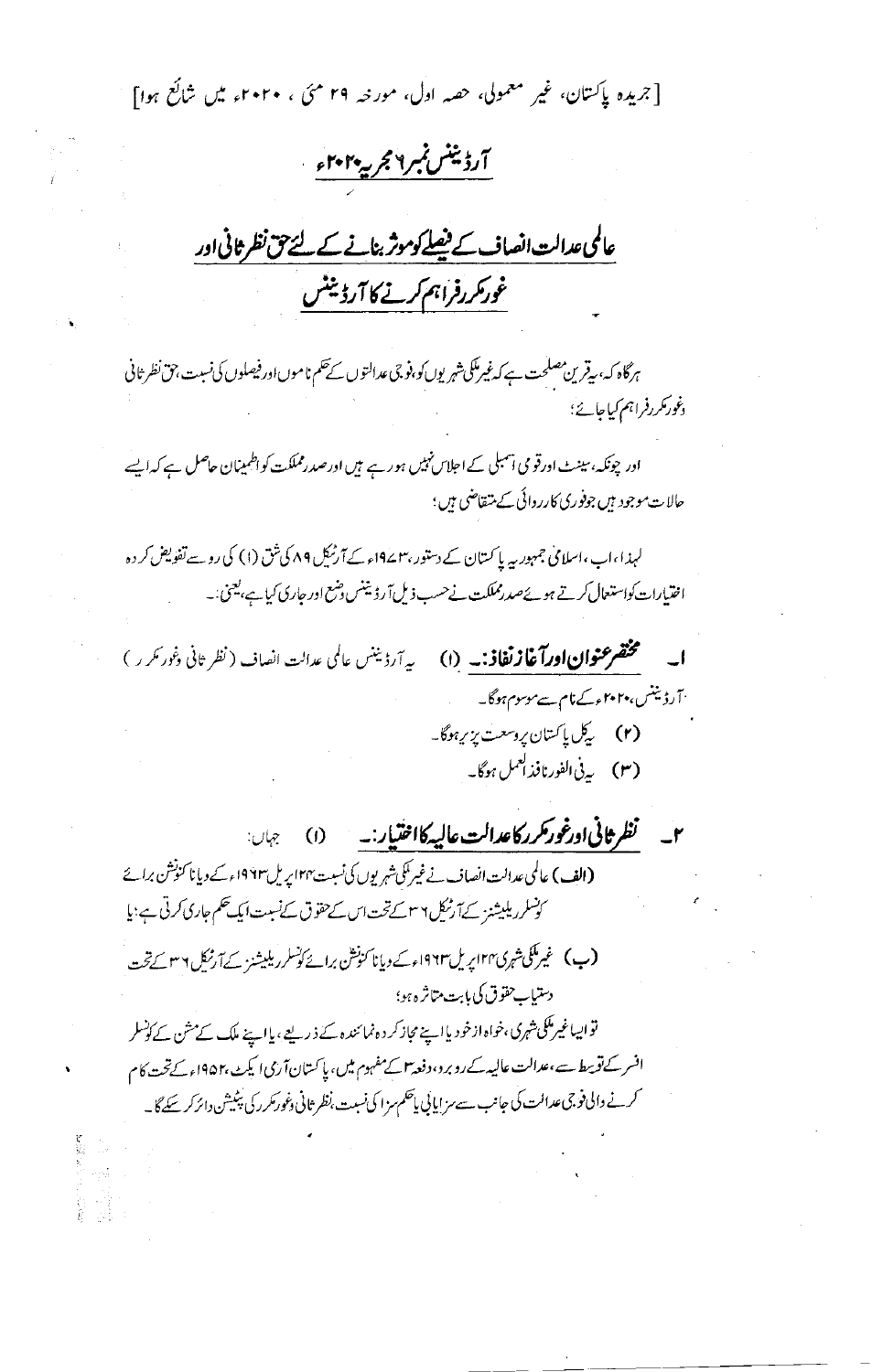[جریدہ پاکستان، غیر معمولی، حصہ اول، مورخہ ۲۹ مئی، ۲۰۲۰ء میں شائع ہوا]

## آرڈیننس نمبر ۶ مجریہ ۲۰۲۰ء

# عالمی عدالت انصاف کے فیصلے کو موثر بنانے کے لئے حق نظر ثانی اور غور مکرر فراہم کرنے کا آرڈیننس

ہرگاہ کہ، یہ قرین مصلحت ہے کہ غیر ملکی شہریوں کو، فوجی عدالتوں کے حکم ناموں اور فیصلوں کی نسبت، حق نظر ثانی و غور مکرر فراہم کیا جائے؛

اور چونکہ، سینٹ اور قومی اسمبلی کے اجلاس نہیں ہو رہے ہیں اور صدر مملکت کو اطمینان حاصل ہے کہ ایسے حالات موجود ہیں جو فوری کارروائی کے متقاضی ہیں؛

لہذا، اب، اسلامی جمہوریہ پاکستان کے دستور، ۱۹۷۳ء کے آرٹیکل ۸۹ کی شق (۱) کی رو سے تفویض کردہ اختیارات کو استعمال کرتے ہوئے صدر مملکت نے حسب ذیل آرڈیننس وضع اور جاری کیا ہے، یعنی:۔

**۱۔ مختصر عنوان اور آغاز نفاذ:۔** (۱) یہ آرڈیننس عالمی عدالت انصاف (نظر ثانی و غور مکرر) آرڈیننس، ۲۰۲۰ء کے نام سے موسوم ہوگا۔

(۲) یہ کل پاکستان پر وسعت پذیر ہوگا۔

(۳) یہ فی الفور نافذ العمل ہوگا۔

**۲۔ نظر ثانی اور غور مکرر کا عدالت عالیہ کا اختیار:۔** (۱) جہاں:

(الف) عالمی عدالت انصاف نے غیر ملکی شہریوں کی نسبت ۲۴ اپریل ۱۹۶۳ء کے ویانا کنونشن برائے کونسلر ریلیشنز کے آرٹیکل ۳۶ کے تحت اس کے حقوق کے نسبت ایک حکم جاری کرتی ہے؛ یا

(ب) غیر ملکی شہری ۲۴ اپریل ۱۹۶۳ء کے ویانا کنونشن برائے کونسلر ریلیشنز کے آرٹیکل ۳۶ کے تحت دستیاب حقوق کی بابت متاثرہ ہو؛

تو ایسا غیر ملکی شہری، خواہ از خود یا اپنے مجاز کردہ نمائندہ کے ذریعے، یا اپنے ملک کے مشن کے کونسلر افسر کے توسط سے، عدالت عالیہ کے روبرو، دفعہ ۳ کے مفہوم میں، پاکستان آرمی ایکٹ، ۱۹۵۲ء کے تحت کام کرنے والی فوجی عدالت کی جانب سے سزایابی یا حکم سزا کی نسبت، نظر ثانی و غور مکرر کی پٹیشن دائر کر سکے گا۔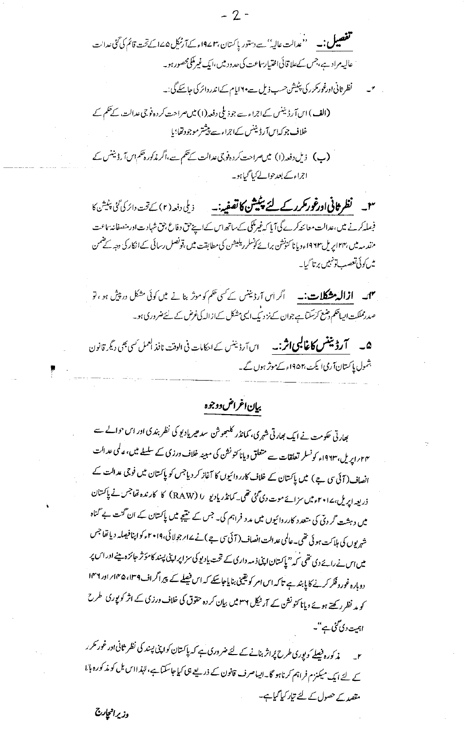**تفصیل:۔** ''عدالت عالیہ'' سے دستور پاکستان،۱۹۷۳ء کے آرٹیکل ۱۷۵ کے تحت قائم کی گئی عدالت عالیہ مراد ہے، جس کے علاقائی اختیار سماعت کی حدود میں، ایک غیر ملکی محصور ہو۔

۳۔ نظر ثانی اور غور مکرر کی پٹیشن حسب ذیل سے ۶۰ ایام کے اندر دائر کی جاسکے گی:۔

**(الف)** اس آرڈیننس کے اجراء سے جو ذیلی دفعہ (۱) میں صراحت کردہ فوجی عدالت کے حکم کے خلاف جو کہ اس آرڈیننس کے اجراء سے پیشتر موجود تھا؛ یا

**(ب)** ذیلی دفعہ (۱) میں صراحت کردہ فوجی عدالت کے حکم سے، اگر مذکورہ حکم اس آرڈیننس کے اجراء کے بعد حوالے کیا گیا ہو۔

**۳۔ نظر ثانی اور غور مکرر کے لئے پٹیشن کا تصفیہ:۔** ذیلی دفعہ (۲) کے تحت دائر کی گئی پٹیشن کا فیصلہ کرنے میں، عدالت معائنہ کرے گی آیا کہ غیر ملکی کے ساتھ اس کے اپنے حق دفاع، حق شہادت اور منصفانہ سماعت مندرجہ میں، ۲۴ اپریل ۱۹۶۳ء ویانا کنونشن برائے کونسلر ریلیشن کی مطابقت میں، قونصل رسائی کے انکار کی وجہ کے ضمن میں کوئی تعصب تو نہیں برتا گیا۔

**۴۔ ازالہ مشکلات:۔** اگر اس آرڈیننس کے کسی حکم کو موثر بنانے میں کوئی مشکل درپیش ہو، تو صدر مملکت ایسا حکم وضع کرسکتا ہے جو ان کے نزدیک ایسی مشکل کے ازالہ کی غرض کے لئے ضروری ہو۔

**۵۔ آرڈیننس کا غالبی اثر:۔** اس آرڈیننس کے احکامات فی الوقت نافذ العمل کسی بھی دیگر قانون بشمول پاکستان آرمی ایکٹ،۱۹۵۲ء کے موثر ہوں گے۔

## بیان اغراض و وجوہ

بھارتی حکومت نے ایک بھارتی شہری، کمانڈر کلبھوشن سدھیر یادیو کی نظر بندی اور اس حوالے سے ۲۴ اپریل، ۱۹۶۳ء کونسلر تعلقات سے متعلق ویانا کنونشن کی مبینہ خلاف ورزی کے سلسلے میں، عالمی عدالت انصاف (آئی سی جے) میں پاکستان کے خلاف کارروائیوں کا آغاز کر دیا جس کو پاکستان میں فوجی عدالت کے ذریعہ اپریل، ۲۰۱۷ء میں سزائے موت دی گئی تھی۔ کمانڈر یادیو را (RAW) کا کارندہ تھا جس نے پاکستان میں دہشت گردی کی متعدد کارروائیوں میں مدد فراہم کی۔ جس کے نتیجے میں پاکستان کے ان گنت بے گناہ شہریوں کی ہلاکت ہوئی تھی۔ عالمی عدالت انصاف (آئی سی جے) نے ۱۷ جولائی، ۲۰۱۹ء کو اپنا فیصلہ دیا تھا جس میں اس نے رائے دی تھی کہ "پاکستان اپنی ذمہ داری کے تحت یادیو کی سزا پر اپنی پسند کا موثر جائزہ لینے اور اس پر دوبارہ غور و فکر کرنے کا پابند ہے تاکہ اس امر کو یقینی بنایا جاسکے کہ اس فیصلے کے پیراگراف ۱۳۹، ۱۴۵ اور ۱۴۶ کو مد نظر رکھتے ہوئے ویانا کنونشن کے آرٹیکل ۳۶ میں بیان کردہ حقوق کی خلاف ورزی کے اثر کو پوری طرح اہمیت دی گئی ہے"۔

۲۔ مذکورہ فیصلے کو پوری طرح پر اثر بنانے کے لئے ضروری ہے کہ پاکستان کو اپنی پسند کی نظر ثانی اور غور مکرر کے لئے ایک میکنزم فراہم کرنا ہوگا۔ ایسا صرف قانون کے ذریعے ہی کیا جاسکتا ہے، لہٰذا اس بل کو مذکورہ بالا مقصد کے حصول کے لئے تیار کیا گیا ہے۔

وزیر انچارج